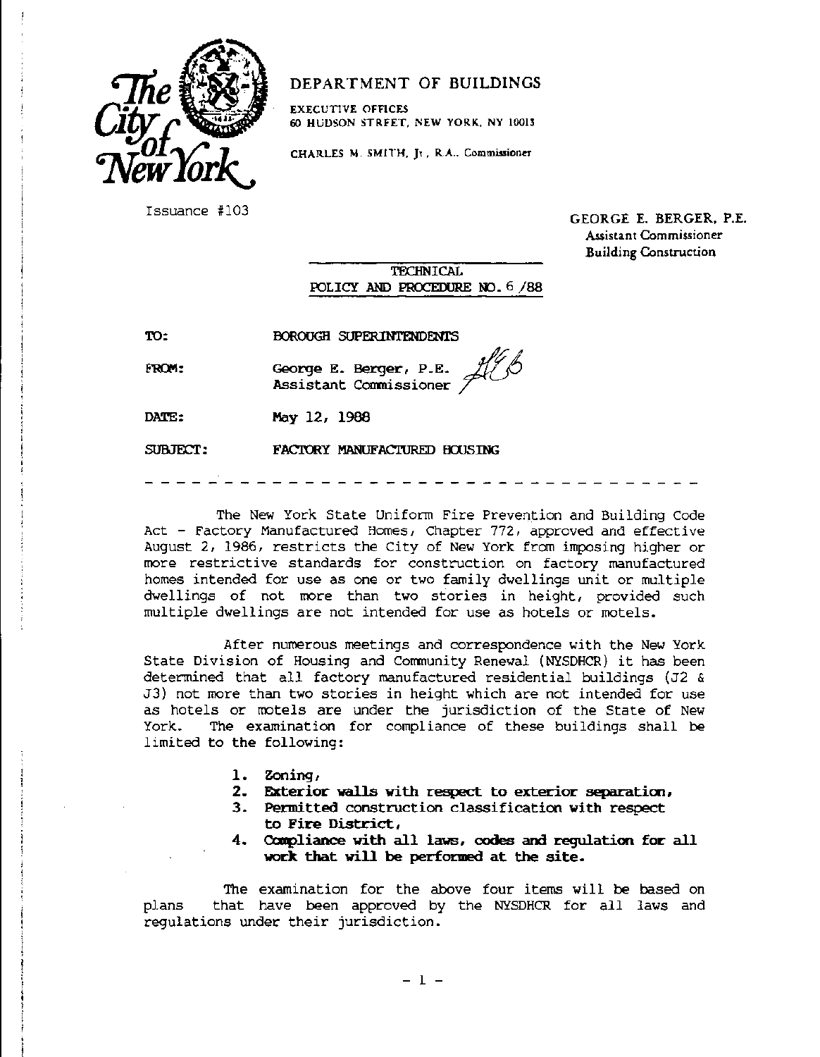**The City of New York**

# DEPARTMENT OF BUILDINGS

EXECUTIVE OFFICES
60 HUDSON STREET, NEW YORK, NY 10013

CHARLES M. SMITH, Jr., R.A., Commissioner

Issuance #103

GEORGE E. BERGER, P.E.
Assistant Commissioner
Building Construction

## TECHNICAL POLICY AND PROCEDURE NO. 6 /88

TO: BOROUGH SUPERINTENDENTS

FROM: George E. Berger, P.E.
Assistant Commissioner

DATE: May 12, 1988

SUBJECT: FACTORY MANUFACTURED HOUSING

---

The New York State Uniform Fire Prevention and Building Code Act - Factory Manufactured Homes, Chapter 772, approved and effective August 2, 1986, restricts the City of New York from imposing higher or more restrictive standards for construction on factory manufactured homes intended for use as one or two family dwellings unit or multiple dwellings of not more than two stories in height, provided such multiple dwellings are not intended for use as hotels or motels.

After numerous meetings and correspondence with the New York State Division of Housing and Community Renewal (NYSDHCR) it has been determined that all factory manufactured residential buildings (J2 & J3) not more than two stories in height which are not intended for use as hotels or motels are under the jurisdiction of the State of New York. The examination for compliance of these buildings shall be limited to the following:

1. **Zoning,**
2. **Exterior walls with respect to exterior separation,**
3. **Permitted construction classification with respect to Fire District,**
4. **Compliance with all laws, codes and regulation for all work that will be performed at the site.**

The examination for the above four items will be based on plans that have been approved by the NYSDHCR for all laws and regulations under their jurisdiction.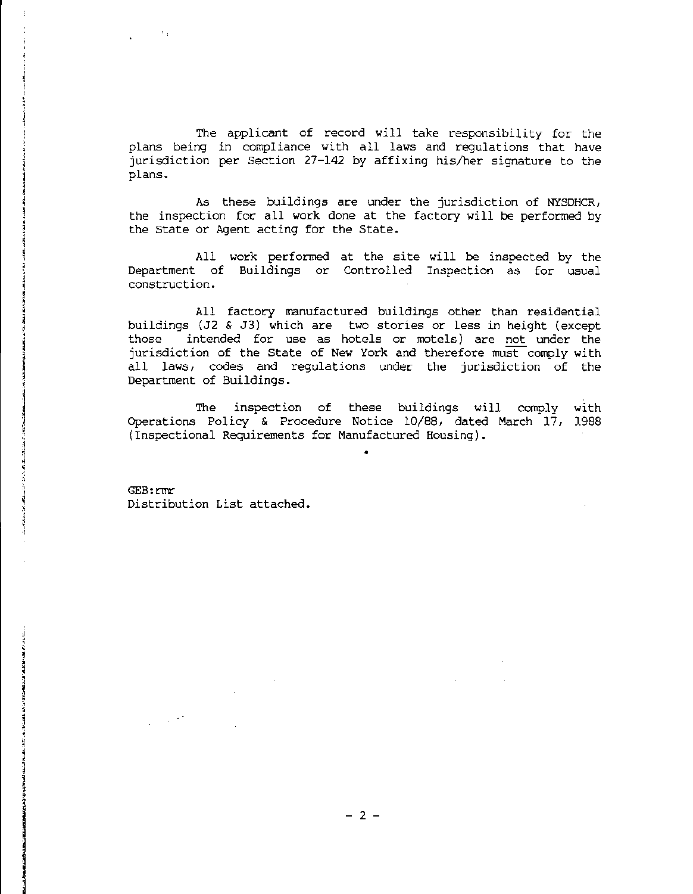The applicant of record will take responsibility for the plans being in compliance with all laws and regulations that have jurisdiction per Section 27-142 by affixing his/her signature to the plans.

As these buildings are under the jurisdiction of NYSDHCR, the inspection for all work done at the factory will be performed by the State or Agent acting for the State.

All work performed at the site will be inspected by the Department of Buildings or Controlled Inspection as for usual construction.

All factory manufactured buildings other than residential buildings (J2 & J3) which are two stories or less in height (except those intended for use as hotels or motels) are <u>not</u> under the jurisdiction of the State of New York and therefore must comply with all laws, codes and regulations under the jurisdiction of the Department of Buildings.

The inspection of these buildings will comply with Operations Policy & Procedure Notice 10/88, dated March 17, 1988 (Inspectional Requirements for Manufactured Housing).

GEB:rmr
Distribution List attached.